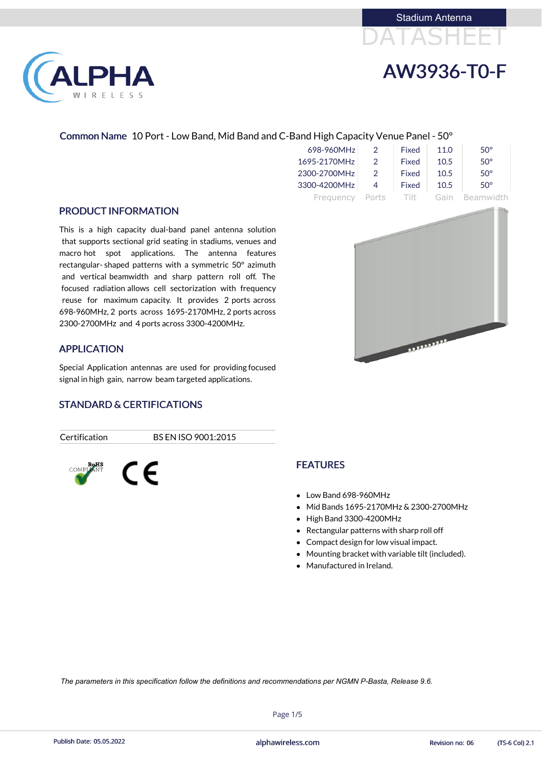Stadium Antenna

DATASHEET

# AW3936-T0-F

**Common Name** 10 Port - Low Band, Mid Band and C-Band High Capacity Venue Panel - 50°

| Frequency | Ports | Tilt | Gain | Beamwidth |
|---|---|---|---|---|
| 698-960MHz | 2 | Fixed | 11.0 | 50° |
| 1695-2170MHz | 2 | Fixed | 10.5 | 50° |
| 2300-2700MHz | 2 | Fixed | 10.5 | 50° |
| 3300-4200MHz | 4 | Fixed | 10.5 | 50° |

## PRODUCT INFORMATION

This is a high capacity dual-band panel antenna solution that supports sectional grid seating in stadiums, venues and macro hot spot applications. The antenna features rectangular- shaped patterns with a symmetric 50° azimuth and vertical beamwidth and sharp pattern roll off. The focused radiation allows cell sectorization with frequency reuse for maximum capacity. It provides 2 ports across 698-960MHz, 2 ports across 1695-2170MHz, 2 ports across 2300-2700MHz and 4 ports across 3300-4200MHz.

## APPLICATION

Special Application antennas are used for providing focused signal in high gain, narrow beam targeted applications.

## STANDARD & CERTIFICATIONS

| Certification | BS EN ISO 9001:2015 |
|---|---|

## FEATURES

- Low Band 698-960MHz
- Mid Bands 1695-2170MHz & 2300-2700MHz
- High Band 3300-4200MHz
- Rectangular patterns with sharp roll off
- Compact design for low visual impact.
- Mounting bracket with variable tilt (included).
- Manufactured in Ireland.

*The parameters in this specification follow the definitions and recommendations per NGMN P-Basta, Release 9.6.*

Publish Date: 05.05.2022 | alphawireless.com | Revision no: 06 | (TS-6 Col) 2.1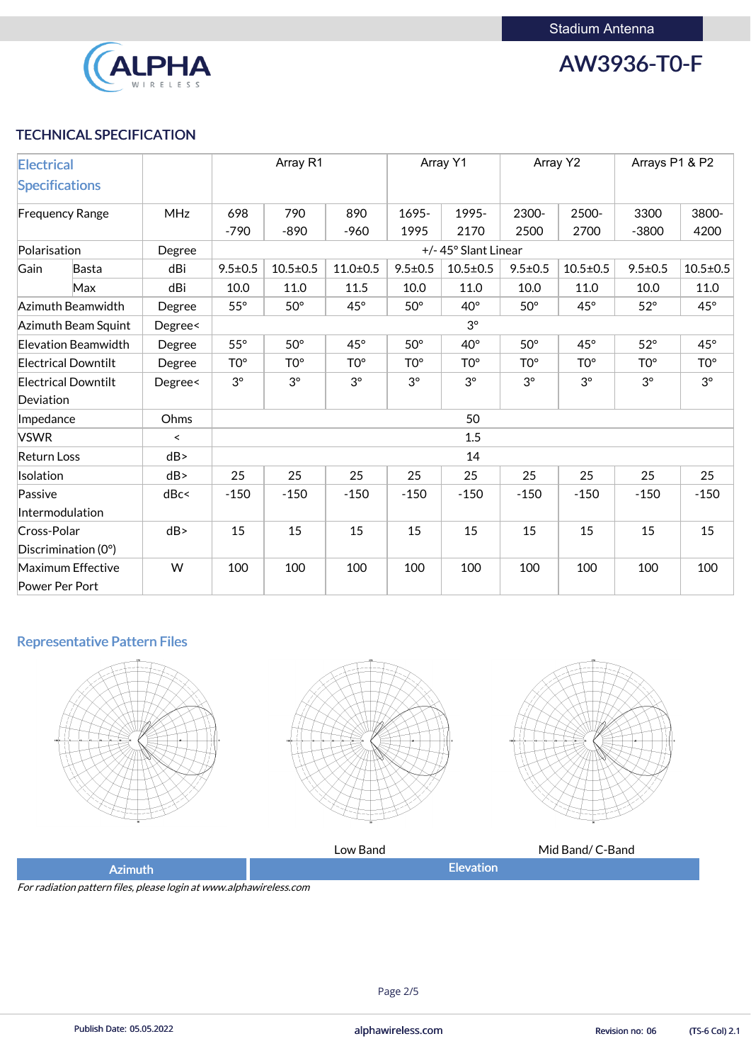Stadium Antenna

# AW3936-T0-F

## TECHNICAL SPECIFICATION

| Electrical Specifications | | | Array R1 | | | Array Y1 | | Array Y2 | | Arrays P1 & P2 | |
|---|---|---|---|---|---|---|---|---|---|---|---|
| Frequency Range | | MHz | 698 -790 | 790 -890 | 890 -960 | 1695-1995 | 1995-2170 | 2300-2500 | 2500-2700 | 3300 -3800 | 3800-4200 |
| Polarisation | | Degree | +/- 45° Slant Linear | | | | | | | | |
| Gain | Basta | dBi | 9.5±0.5 | 10.5±0.5 | 11.0±0.5 | 9.5±0.5 | 10.5±0.5 | 9.5±0.5 | 10.5±0.5 | 9.5±0.5 | 10.5±0.5 |
| | Max | dBi | 10.0 | 11.0 | 11.5 | 10.0 | 11.0 | 10.0 | 11.0 | 10.0 | 11.0 |
| Azimuth Beamwidth | | Degree | 55° | 50° | 45° | 50° | 40° | 50° | 45° | 52° | 45° |
| Azimuth Beam Squint | | Degree< | 3° | | | | | | | | |
| Elevation Beamwidth | | Degree | 55° | 50° | 45° | 50° | 40° | 50° | 45° | 52° | 45° |
| Electrical Downtilt | | Degree | T0° | T0° | T0° | T0° | T0° | T0° | T0° | T0° | T0° |
| Electrical Downtilt Deviation | | Degree< | 3° | 3° | 3° | 3° | 3° | 3° | 3° | 3° | 3° |
| Impedance | | Ohms | 50 | | | | | | | | |
| VSWR | | < | 1.5 | | | | | | | | |
| Return Loss | | dB> | 14 | | | | | | | | |
| Isolation | | dB> | 25 | 25 | 25 | 25 | 25 | 25 | 25 | 25 | 25 |
| Passive Intermodulation | | dBc< | -150 | -150 | -150 | -150 | -150 | -150 | -150 | -150 | -150 |
| Cross-Polar Discrimination (0°) | | dB> | 15 | 15 | 15 | 15 | 15 | 15 | 15 | 15 | 15 |
| Maximum Effective Power Per Port | | W | 100 | 100 | 100 | 100 | 100 | 100 | 100 | 100 | 100 |

## Representative Pattern Files

Low Band | Mid Band/ C-Band

Azimuth | Elevation

*For radiation pattern files, please login at www.alphawireless.com*

Publish Date: 05.05.2022 | alphawireless.com | Revision no: 06 | (TS-6 Col) 2.1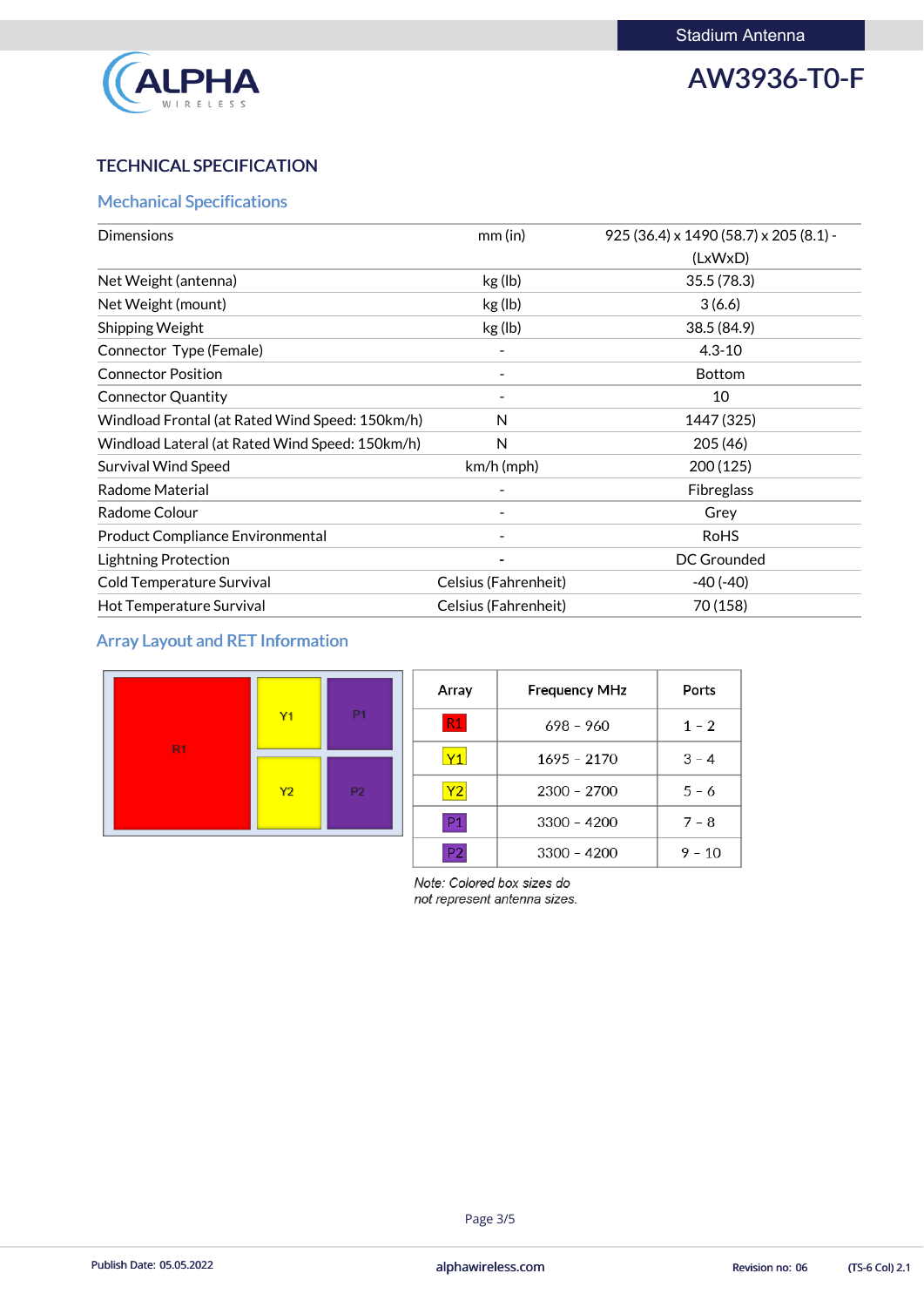Stadium Antenna

# AW3936-T0-F

## TECHNICAL SPECIFICATION

### Mechanical Specifications

| Dimensions | mm (in) | 925 (36.4) x 1490 (58.7) x 205 (8.1) - (LxWxD) |
|---|---|---|
| Net Weight (antenna) | kg (lb) | 35.5 (78.3) |
| Net Weight (mount) | kg (lb) | 3 (6.6) |
| Shipping Weight | kg (lb) | 38.5 (84.9) |
| Connector Type (Female) | - | 4.3-10 |
| Connector Position | - | Bottom |
| Connector Quantity | - | 10 |
| Windload Frontal (at Rated Wind Speed: 150km/h) | N | 1447 (325) |
| Windload Lateral (at Rated Wind Speed: 150km/h) | N | 205 (46) |
| Survival Wind Speed | km/h (mph) | 200 (125) |
| Radome Material | - | Fibreglass |
| Radome Colour | - | Grey |
| Product Compliance Environmental | - | RoHS |
| Lightning Protection | - | DC Grounded |
| Cold Temperature Survival | Celsius (Fahrenheit) | -40 (-40) |
| Hot Temperature Survival | Celsius (Fahrenheit) | 70 (158) |

### Array Layout and RET Information

| R1 | Y1 | P1 |
|---|---|---|
| | Y2 | P2 |

| Array | Frequency MHz | Ports |
|---|---|---|
| R1 | 698 – 960 | 1 – 2 |
| Y1 | 1695 – 2170 | 3 – 4 |
| Y2 | 2300 – 2700 | 5 – 6 |
| P1 | 3300 – 4200 | 7 – 8 |
| P2 | 3300 – 4200 | 9 – 10 |

*Note: Colored box sizes do not represent antenna sizes.*

Publish Date: 05.05.2022 alphawireless.com Revision no: 06 (TS-6 Col) 2.1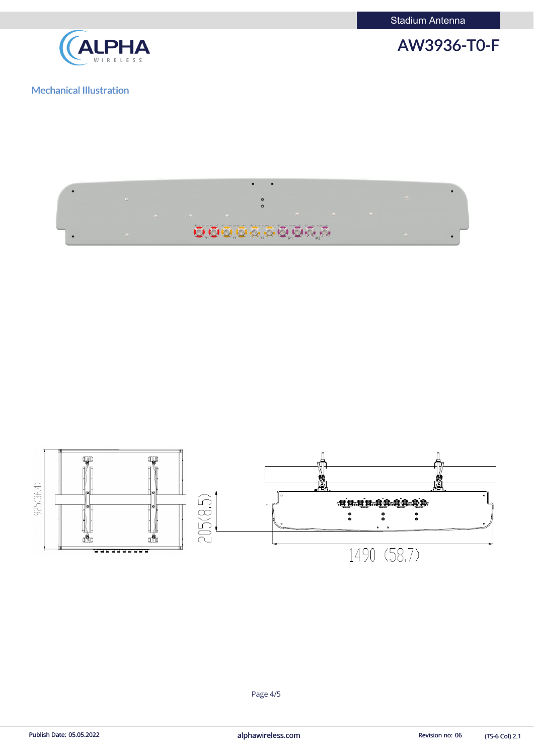## Mechanical Illustration

925(36.4)

205(8.5)

1490 (58.7)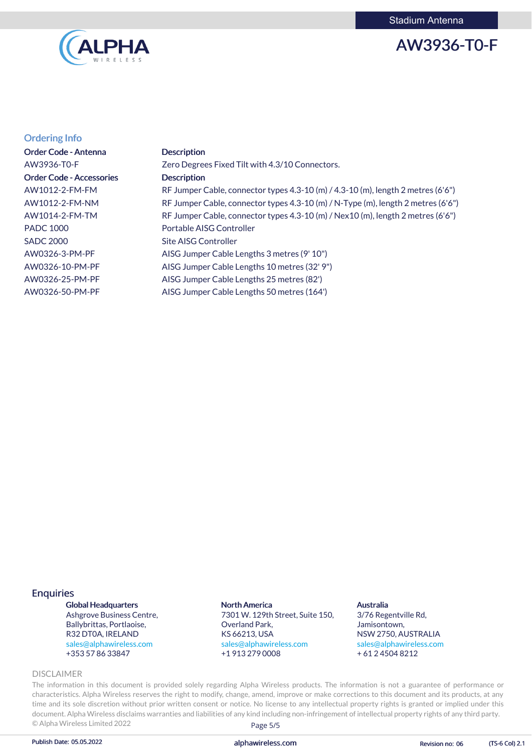## Ordering Info

| Order Code - Antenna | Description |
|---|---|
| AW3936-T0-F | Zero Degrees Fixed Tilt with 4.3/10 Connectors. |
| **Order Code - Accessories** | **Description** |
| AW1012-2-FM-FM | RF Jumper Cable, connector types 4.3-10 (m) / 4.3-10 (m), length 2 metres (6'6") |
| AW1012-2-FM-NM | RF Jumper Cable, connector types 4.3-10 (m) / N-Type (m), length 2 metres (6'6") |
| AW1014-2-FM-TM | RF Jumper Cable, connector types 4.3-10 (m) / Nex10 (m), length 2 metres (6'6") |
| PADC 1000 | Portable AISG Controller |
| SADC 2000 | Site AISG Controller |
| AW0326-3-PM-PF | AISG Jumper Cable Lengths 3 metres (9' 10") |
| AW0326-10-PM-PF | AISG Jumper Cable Lengths 10 metres (32' 9") |
| AW0326-25-PM-PF | AISG Jumper Cable Lengths 25 metres (82') |
| AW0326-50-PM-PF | AISG Jumper Cable Lengths 50 metres (164') |

## Enquiries

**Global Headquarters**
Ashgrove Business Centre,
Ballybrittas, Portlaoise,
R32 DT0A, IRELAND
sales@alphawireless.com
+353 57 86 33847

**North America**
7301 W. 129th Street, Suite 150,
Overland Park,
KS 66213, USA
sales@alphawireless.com
+1 913 279 0008

**Australia**
3/76 Regentville Rd,
Jamisontown,
NSW 2750, AUSTRALIA
sales@alphawireless.com
+ 61 2 4504 8212

DISCLAIMER

The information in this document is provided solely regarding Alpha Wireless products. The information is not a guarantee of performance or characteristics. Alpha Wireless reserves the right to modify, change, amend, improve or make corrections to this document and its products, at any time and its sole discretion without prior written consent or notice. No license to any intellectual property rights is granted or implied under this document. Alpha Wireless disclaims warranties and liabilities of any kind including non-infringement of intellectual property rights of any third party.
© Alpha Wireless Limited 2022